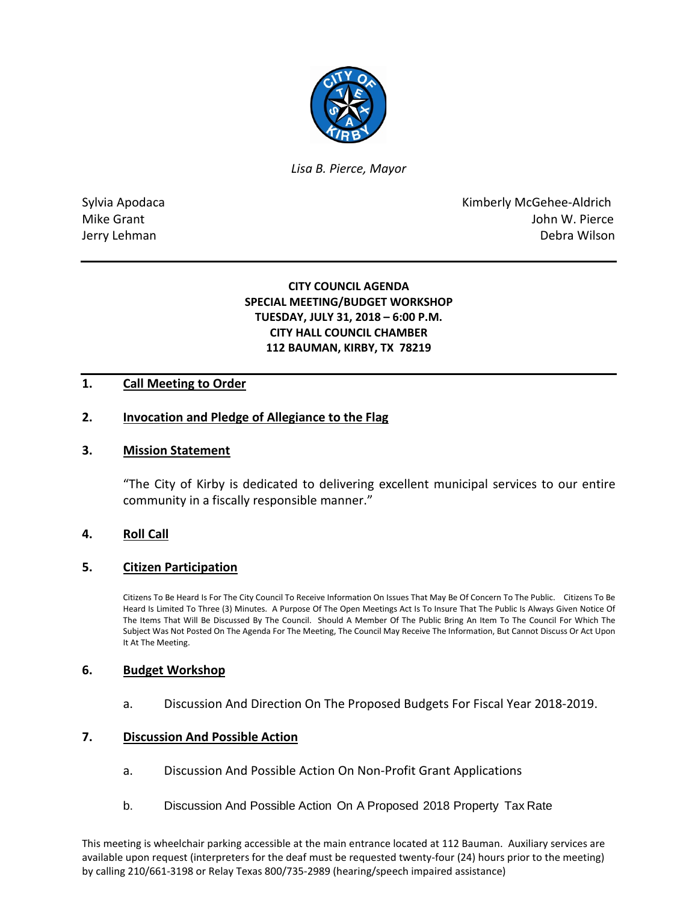*Lisa B. Pierce, Mayor*

Sylvia Apodaca
Mike Grant
Jerry Lehman

Kimberly McGehee-Aldrich
John W. Pierce
Debra Wilson

---

**CITY COUNCIL AGENDA**
**SPECIAL MEETING/BUDGET WORKSHOP**
**TUESDAY, JULY 31, 2018 – 6:00 P.M.**
**CITY HALL COUNCIL CHAMBER**
**112 BAUMAN, KIRBY, TX 78219**

---

## 1. Call Meeting to Order

## 2. Invocation and Pledge of Allegiance to the Flag

## 3. Mission Statement

"The City of Kirby is dedicated to delivering excellent municipal services to our entire community in a fiscally responsible manner."

## 4. Roll Call

## 5. Citizen Participation

Citizens To Be Heard Is For The City Council To Receive Information On Issues That May Be Of Concern To The Public. Citizens To Be Heard Is Limited To Three (3) Minutes. A Purpose Of The Open Meetings Act Is To Insure That The Public Is Always Given Notice Of The Items That Will Be Discussed By The Council. Should A Member Of The Public Bring An Item To The Council For Which The Subject Was Not Posted On The Agenda For The Meeting, The Council May Receive The Information, But Cannot Discuss Or Act Upon It At The Meeting.

## 6. Budget Workshop

a. Discussion And Direction On The Proposed Budgets For Fiscal Year 2018-2019.

## 7. Discussion And Possible Action

a. Discussion And Possible Action On Non-Profit Grant Applications

b. Discussion And Possible Action On A Proposed 2018 Property Tax Rate

This meeting is wheelchair parking accessible at the main entrance located at 112 Bauman. Auxiliary services are available upon request (interpreters for the deaf must be requested twenty-four (24) hours prior to the meeting) by calling 210/661-3198 or Relay Texas 800/735-2989 (hearing/speech impaired assistance)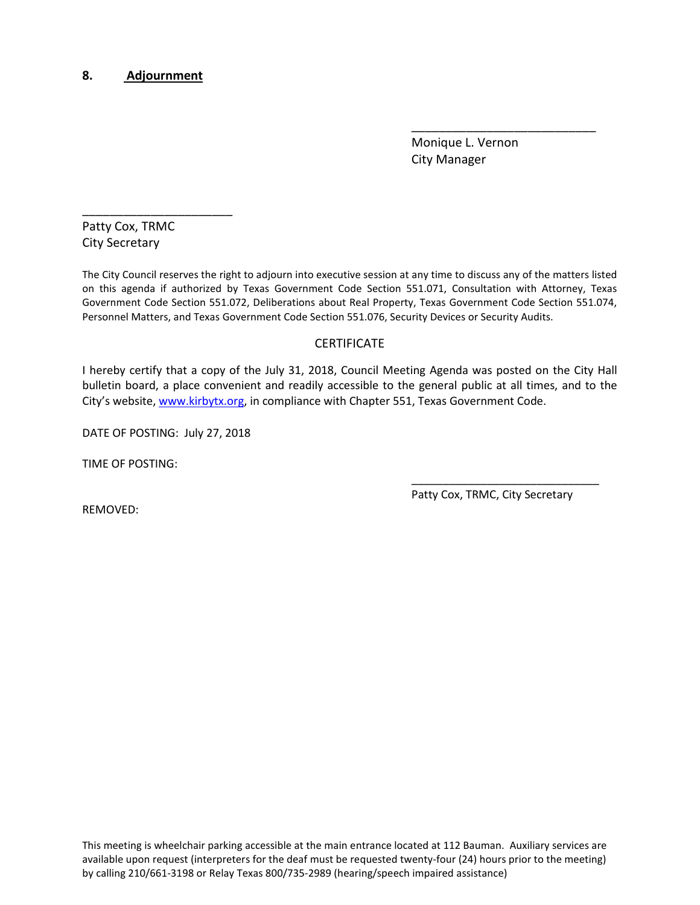## 8. Adjournment

\_\_\_\_\_\_\_\_\_\_\_\_\_\_\_\_\_\_\_\_\_\_\_\_\_\_\_\_

Monique L. Vernon
City Manager

\_\_\_\_\_\_\_\_\_\_\_\_\_\_\_\_\_\_\_\_\_\_\_

Patty Cox, TRMC
City Secretary

The City Council reserves the right to adjourn into executive session at any time to discuss any of the matters listed on this agenda if authorized by Texas Government Code Section 551.071, Consultation with Attorney, Texas Government Code Section 551.072, Deliberations about Real Property, Texas Government Code Section 551.074, Personnel Matters, and Texas Government Code Section 551.076, Security Devices or Security Audits.

CERTIFICATE

I hereby certify that a copy of the July 31, 2018, Council Meeting Agenda was posted on the City Hall bulletin board, a place convenient and readily accessible to the general public at all times, and to the City's website, [www.kirbytx.org](http://www.kirbytx.org), in compliance with Chapter 551, Texas Government Code.

DATE OF POSTING: July 27, 2018

TIME OF POSTING:

\_\_\_\_\_\_\_\_\_\_\_\_\_\_\_\_\_\_\_\_\_\_\_\_\_\_\_\_\_

Patty Cox, TRMC, City Secretary

REMOVED:

This meeting is wheelchair parking accessible at the main entrance located at 112 Bauman. Auxiliary services are available upon request (interpreters for the deaf must be requested twenty-four (24) hours prior to the meeting) by calling 210/661-3198 or Relay Texas 800/735-2989 (hearing/speech impaired assistance)